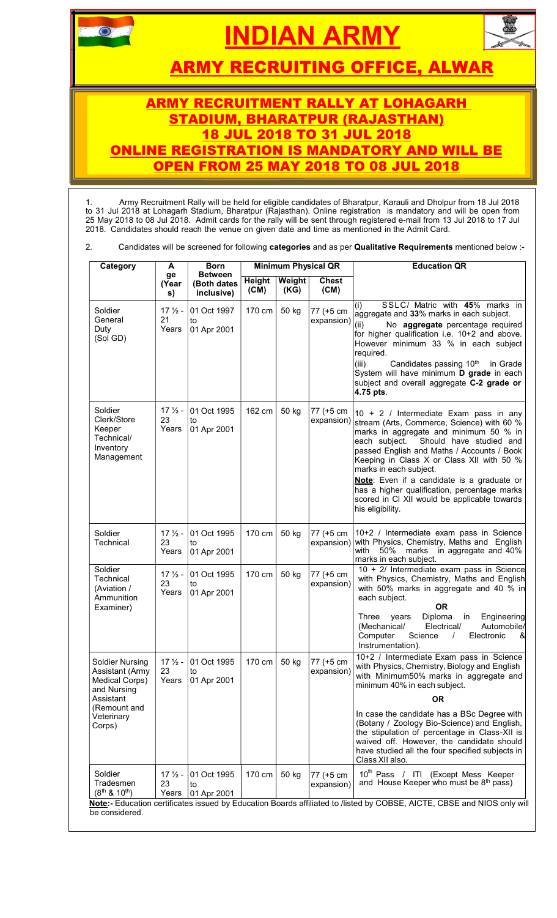# INDIAN ARMY

## ARMY RECRUITING OFFICE, ALWAR

## ARMY RECRUITMENT RALLY AT LOHAGARH STADIUM, BHARATPUR (RAJASTHAN)
## 18 JUL 2018 TO 31 JUL 2018
## ONLINE REGISTRATION IS MANDATORY AND WILL BE OPEN FROM 25 MAY 2018 TO 08 JUL 2018

1. Army Recruitment Rally will be held for eligible candidates of Bharatpur, Karauli and Dholpur from 18 Jul 2018 to 31 Jul 2018 at Lohagarh Stadium, Bharatpur (Rajasthan). Online registration is mandatory and will be open from 25 May 2018 to 08 Jul 2018. Admit cards for the rally will be sent through registered e-mail from 13 Jul 2018 to 17 Jul 2018. Candidates should reach the venue on given date and time as mentioned in the Admit Card.

2. Candidates will be screened for following **categories** and as per **Qualitative Requirements** mentioned below :-

| Category | Age (Years) | Born Between (Both dates inclusive) | Minimum Physical QR | | | Education QR |
|---|---|---|---|---|---|---|
| | | | Height (CM) | Weight (KG) | Chest (CM) | |
| Soldier General Duty (Sol GD) | 17 ½ - 21 Years | 01 Oct 1997 to 01 Apr 2001 | 170 cm | 50 kg | 77 (+5 cm expansion) | (i) SSLC/ Matric with **45**% marks in aggregate and **33**% marks in each subject.<br>(ii) No **aggregate** percentage required for higher qualification i.e. 10+2 and above. However minimum 33 % in each subject required.<br>(iii) Candidates passing 10th in Grade System will have minimum **D grade** in each subject and overall aggregate **C-2 grade or 4.75 pts**. |
| Soldier Clerk/Store Keeper Technical/ Inventory Management | 17 ½ - 23 Years | 01 Oct 1995 to 01 Apr 2001 | 162 cm | 50 kg | 77 (+5 cm expansion) | 10 + 2 / Intermediate Exam pass in any stream (Arts, Commerce, Science) with 60 % marks in aggregate and minimum 50 % in each subject. Should have studied and passed English and Maths / Accounts / Book Keeping in Class X or Class XII with 50 % marks in each subject.<br>**Note**: Even if a candidate is a graduate or has a higher qualification, percentage marks scored in Cl XII would be applicable towards his eligibility. |
| Soldier Technical | 17 ½ - 23 Years | 01 Oct 1995 to 01 Apr 2001 | 170 cm | 50 kg | 77 (+5 cm expansion) | 10+2 / Intermediate exam pass in Science with Physics, Chemistry, Maths and English with 50% marks in aggregate and 40% marks in each subject. |
| Soldier Technical (Aviation / Ammunition Examiner) | 17 ½ - 23 Years | 01 Oct 1995 to 01 Apr 2001 | 170 cm | 50 kg | 77 (+5 cm expansion) | 10 + 2/ Intermediate exam pass in Science with Physics, Chemistry, Maths and English with 50% marks in aggregate and 40 % in each subject.<br>**OR**<br>Three years Diploma in Engineering (Mechanical/ Electrical/ Automobile/ Computer Science / Electronic & Instrumentation). |
| Soldier Nursing Assistant (Army Medical Corps) and Nursing Assistant (Remount and Veterinary Corps) | 17 ½ - 23 Years | 01 Oct 1995 to 01 Apr 2001 | 170 cm | 50 kg | 77 (+5 cm expansion) | 10+2 / Intermediate Exam pass in Science with Physics, Chemistry, Biology and English with Minimum50% marks in aggregate and minimum 40% in each subject.<br>**OR**<br>In case the candidate has a BSc Degree with (Botany / Zoology Bio-Science) and English, the stipulation of percentage in Class-XII is waived off. However, the candidate should have studied all the four specified subjects in Class XII also. |
| Soldier Tradesmen (8th & 10th) | 17 ½ - 23 Years | 01 Oct 1995 to 01 Apr 2001 | 170 cm | 50 kg | 77 (+5 cm expansion) | 10th Pass / ITI (Except Mess Keeper and House Keeper who must be 8th pass) |

**Note:-** Education certificates issued by Education Boards affiliated to /listed by COBSE, AICTE, CBSE and NIOS only will be considered.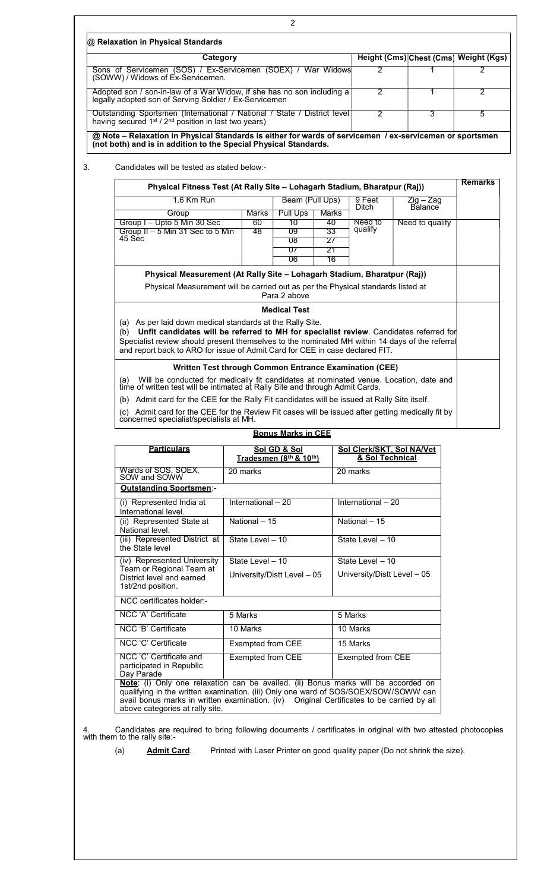## @ Relaxation in Physical Standards

| Category | Height (Cms) | Chest (Cms) | Weight (Kgs) |
|---|---|---|---|
| Sons of Servicemen (SOS) / Ex-Servicemen (SOEX) / War Widows (SOWW) / Widows of Ex-Servicemen. | 2 | 1 | 2 |
| Adopted son / son-in-law of a War Widow, if she has no son including a legally adopted son of Serving Soldier / Ex-Servicemen | 2 | 1 | 2 |
| Outstanding Sportsmen (International / National / State / District level having secured 1st / 2nd position in last two years) | 2 | 3 | 5 |

**@ Note – Relaxation in Physical Standards is either for wards of servicemen / ex-servicemen or sportsmen (not both) and is in addition to the Special Physical Standards.**

3. Candidates will be tested as stated below:-

| Physical Fitness Test (At Rally Site – Lohagarh Stadium, Bharatpur (Raj)) | | | | | | Remarks |
|---|---|---|---|---|---|---|
| 1.6 Km Run | | Beam (Pull Ups) | | 9 Feet Ditch | Zig – Zag Balance | |
| Group | Marks | Pull Ups | Marks | | | |
| Group I – Upto 5 Min 30 Sec | 60 | 10 | 40 | Need to qualify | Need to qualify | |
| Group II – 5 Min 31 Sec to 5 Min 45 Sec | 48 | 09 | 33 | | | |
| | | 08 | 27 | | | |
| | | 07 | 21 | | | |
| | | 06 | 16 | | | |
| **Physical Measurement (At Rally Site – Lohagarh Stadium, Bharatpur (Raj))** | | | | | | |
| Physical Measurement will be carried out as per the Physical standards listed at Para 2 above | | | | | | |
| **Medical Test** | | | | | | |
| (a) As per laid down medical standards at the Rally Site.<br>(b) **Unfit candidates will be referred to MH for specialist review**. Candidates referred for Specialist review should present themselves to the nominated MH within 14 days of the referral and report back to ARO for issue of Admit Card for CEE in case declared FIT. | | | | | | |
| **Written Test through Common Entrance Examination (CEE)** | | | | | | |
| (a) Will be conducted for medically fit candidates at nominated venue. Location, date and time of written test will be intimated at Rally Site and through Admit Cards.<br>(b) Admit card for the CEE for the Rally Fit candidates will be issued at Rally Site itself.<br>(c) Admit card for the CEE for the Review Fit cases will be issued after getting medically fit by concerned specialist/specialists at MH. | | | | | | |

**Bonus Marks in CEE**

| **Particulars** | **Sol GD & Sol Tradesmen (8th & 10th)** | **Sol Clerk/SKT, Sol NA/Vet & Sol Technical** |
|---|---|---|
| Wards of SOS, SOEX, SOW and SOWW | 20 marks | 20 marks |
| **Outstanding Sportsmen**:- | | |
| (i) Represented India at International level. | International – 20 | International – 20 |
| (ii) Represented State at National level. | National – 15 | National – 15 |
| (iii) Represented District at the State level | State Level – 10 | State Level – 10 |
| (iv) Represented University Team or Regional Team at District level and earned 1st/2nd position. | State Level – 10<br>University/Distt Level – 05 | State Level – 10<br>University/Distt Level – 05 |
| NCC certificates holder:- | | |
| NCC 'A' Certificate | 5 Marks | 5 Marks |
| NCC 'B' Certificate | 10 Marks | 10 Marks |
| NCC 'C' Certificate | Exempted from CEE | 15 Marks |
| NCC 'C' Certificate and participated in Republic Day Parade | Exempted from CEE | Exempted from CEE |

**Note**: (i) Only one relaxation can be availed. (ii) Bonus marks will be accorded on qualifying in the written examination. (iii) Only one ward of SOS/SOEX/SOW/SOWW can avail bonus marks in written examination. (iv) Original Certificates to be carried by all above categories at rally site.

4. Candidates are required to bring following documents / certificates in original with two attested photocopies with them to the rally site:-

(a) **Admit Card**. Printed with Laser Printer on good quality paper (Do not shrink the size).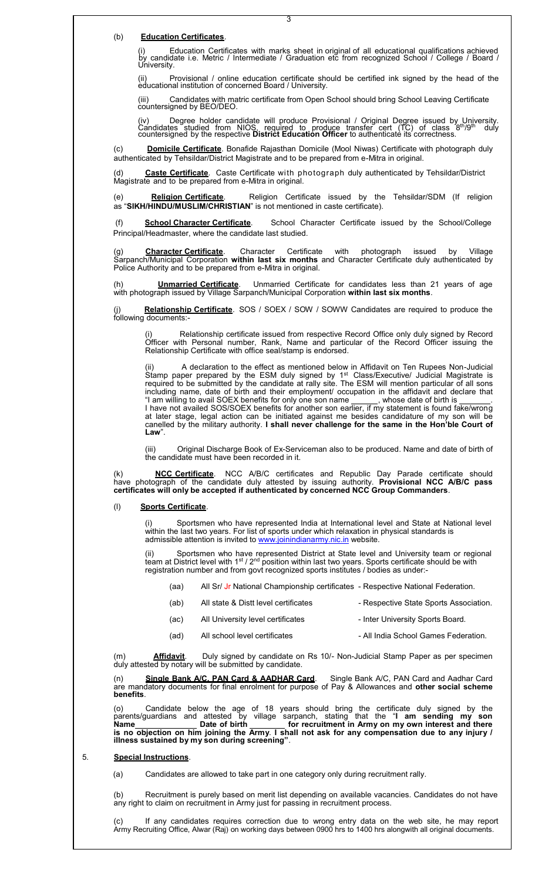(b) **Education Certificates**.

(i) Education Certificates with marks sheet in original of all educational qualifications achieved by candidate i.e. Metric / Intermediate / Graduation etc from recognized School / College / Board / University.

(ii) Provisional / online education certificate should be certified ink signed by the head of the educational institution of concerned Board / University.

(iii) Candidates with matric certificate from Open School should bring School Leaving Certificate countersigned by BEO/DEO.

(iv) Degree holder candidate will produce Provisional / Original Degree issued by University. Candidates studied from NIOS, required to produce transfer cert (TC) of class 8th/9th duly countersigned by the respective **District Education Officer** to authenticate its correctness.

(c) **Domicile Certificate**. Bonafide Rajasthan Domicile (Mool Niwas) Certificate with photograph duly authenticated by Tehsildar/District Magistrate and to be prepared from e-Mitra in original.

(d) **Caste Certificate**. Caste Certificate with photograph duly authenticated by Tehsildar/District Magistrate and to be prepared from e-Mitra in original.

(e) **Religion Certificate**. Religion Certificate issued by the Tehsildar/SDM (If religion as "**SIKH/HINDU/MUSLIM/CHRISTIAN**" is not mentioned in caste certificate).

(f) **School Character Certificate**. School Character Certificate issued by the School/College Principal/Headmaster, where the candidate last studied.

(g) **Character Certificate**. Character Certificate with photograph issued by Village Sarpanch/Municipal Corporation **within last six months** and Character Certificate duly authenticated by Police Authority and to be prepared from e-Mitra in original.

(h) **Unmarried Certificate**. Unmarried Certificate for candidates less than 21 years of age with photograph issued by Village Sarpanch/Municipal Corporation **within last six months**.

(j) **Relationship Certificate**. SOS / SOEX / SOW / SOWW Candidates are required to produce the following documents:-

(i) Relationship certificate issued from respective Record Office only duly signed by Record Officer with Personal number, Rank, Name and particular of the Record Officer issuing the Relationship Certificate with office seal/stamp is endorsed.

(ii) A declaration to the effect as mentioned below in Affidavit on Ten Rupees Non-Judicial Stamp paper prepared by the ESM duly signed by 1st Class/Executive/ Judicial Magistrate is required to be submitted by the candidate at rally site. The ESM will mention particular of all sons including name, date of birth and their employment/ occupation in the affidavit and declare that "I am willing to avail SOEX benefits for only one son name ______, whose date of birth is _______. I have not availed SOS/SOEX benefits for another son earlier, if my statement is found fake/wrong at later stage, legal action can be initiated against me besides candidature of my son will be canelled by the military authority. **I shall never challenge for the same in the Hon'ble Court of Law**".

(iii) Original Discharge Book of Ex-Serviceman also to be produced. Name and date of birth of the candidate must have been recorded in it.

(k) **NCC Certificate**. NCC A/B/C certificates and Republic Day Parade certificate should have photograph of the candidate duly attested by issuing authority. **Provisional NCC A/B/C pass certificates will only be accepted if authenticated by concerned NCC Group Commanders**.

(l) **Sports Certificate**.

(i) Sportsmen who have represented India at International level and State at National level within the last two years. For list of sports under which relaxation in physical standards is admissible attention is invited to www.joinindianarmy.nic.in website.

(ii) Sportsmen who have represented District at State level and University team or regional team at District level with 1st / 2nd position within last two years. Sports certificate should be with registration number and from govt recognized sports institutes / bodies as under:-

(aa) All Sr/ Jr National Championship certificates - Respective National Federation.

(ab) All state & Distt level certificates - Respective State Sports Association.

(ac) All University level certificates - Inter University Sports Board.

(ad) All school level certificates - All India School Games Federation.

(m) **Affidavit**. Duly signed by candidate on Rs 10/- Non-Judicial Stamp Paper as per specimen duly attested by notary will be submitted by candidate.

(n) **Single Bank A/C, PAN Card & AADHAR Card**. Single Bank A/C, PAN Card and Aadhar Card are mandatory documents for final enrolment for purpose of Pay & Allowances and **other social scheme benefits**.

(o) Candidate below the age of 18 years should bring the certificate duly signed by the parents/guardians and attested by village sarpanch, stating that the "**I am sending my son Name_______________ Date of birth ________ for recruitment in Army on my own interest and there is no objection on him joining the Army**. **I shall not ask for any compensation due to any injury / illness sustained by my son during screening"**.

5. **Special Instructions**.

(a) Candidates are allowed to take part in one category only during recruitment rally.

(b) Recruitment is purely based on merit list depending on available vacancies. Candidates do not have any right to claim on recruitment in Army just for passing in recruitment process.

(c) If any candidates requires correction due to wrong entry data on the web site, he may report Army Recruiting Office, Alwar (Raj) on working days between 0900 hrs to 1400 hrs alongwith all original documents.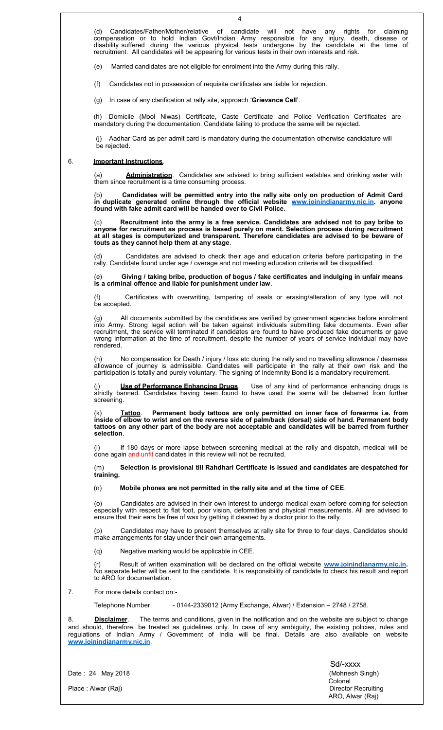(d) Candidates/Father/Mother/relative of candidate will not have any rights for claiming compensation or to hold Indian Govt/Indian Army responsible for any injury, death, disease or disability suffered during the various physical tests undergone by the candidate at the time of recruitment. All candidates will be appearing for various tests in their own interests and risk.

(e) Married candidates are not eligible for enrolment into the Army during this rally.

(f) Candidates not in possession of requisite certificates are liable for rejection.

(g) In case of any clarification at rally site, approach '**Grievance Cell**'.

(h) Domicile (Mool Niwas) Certificate, Caste Certificate and Police Verification Certificates are mandatory during the documentation. Candidate failing to produce the same will be rejected.

(j) Aadhar Card as per admit card is mandatory during the documentation otherwise candidature will be rejected.

6. **Important Instructions**.

(a) **Administration**. Candidates are advised to bring sufficient eatables and drinking water with them since recruitment is a time consuming process.

(b) **Candidates will be permitted entry into the rally site only on production of Admit Card in duplicate generated online through the official website www.joinindianarmy.nic.in. anyone found with fake admit card will be handed over to Civil Police.**

(c) **Recruitment into the army is a free service. Candidates are advised not to pay bribe to anyone for recruitment as process is based purely on merit. Selection process during recruitment at all stages is computerized and transparent. Therefore candidates are advised to be beware of touts as they cannot help them at any stage**.

(d) Candidates are advised to check their age and education criteria before participating in the rally. Candidate found under age / overage and not meeting education criteria will be disqualified.

(e) **Giving / taking bribe, production of bogus / fake certificates and indulging in unfair means is a criminal offence and liable for punishment under law**.

(f) Certificates with overwriting, tampering of seals or erasing/alteration of any type will not be accepted.

(g) All documents submitted by the candidates are verified by government agencies before enrolment into Army. Strong legal action will be taken against individuals submitting fake documents. Even after recruitment, the service will terminated if candidates are found to have produced fake documents or gave wrong information at the time of recruitment, despite the number of years of service individual may have rendered.

(h) No compensation for Death / injury / loss etc during the rally and no travelling allowance / dearness allowance of journey is admissible. Candidates will participate in the rally at their own risk and the participation is totally and purely voluntary. The signing of Indemnity Bond is a mandatory requirement.

(j) **Use of Performance Enhancing Drugs**. Use of any kind of performance enhancing drugs is strictly banned. Candidates having been found to have used the same will be debarred from further screening.

(k) **Tattoo**. **Permanent body tattoos are only permitted on inner face of forearms i.e. from inside of elbow to wrist and on the reverse side of palm/back (dorsal) side of hand. Permanent body tattoos on any other part of the body are not acceptable and candidates will be barred from further selection**.

(l) If 180 days or more lapse between screening medical at the rally and dispatch, medical will be done again and unfit candidates in this review will not be recruited.

(m) **Selection is provisional till Rahdhari Certificate is issued and candidates are despatched for training.**

(n) **Mobile phones are not permitted in the rally site and at the time of CEE**.

(o) Candidates are advised in their own interest to undergo medical exam before coming for selection especially with respect to flat foot, poor vision, deformities and physical measurements. All are advised to ensure that their ears be free of wax by getting it cleaned by a doctor prior to the rally.

(p) Candidates may have to present themselves at rally site for three to four days. Candidates should make arrangements for stay under their own arrangements.

(q) Negative marking would be applicable in CEE.

(r) Result of written examination will be declared on the official website **www.joinindianarmy.nic.in.** No separate letter will be sent to the candidate. It is responsibility of candidate to check his result and report to ARO for documentation.

7. For more details contact on:-

Telephone Number - 0144-2339012 (Army Exchange, Alwar) / Extension – 2748 / 2758.

8. **Disclaimer**. The terms and conditions, given in the notification and on the website are subject to change and should, therefore, be treated as guidelines only. In case of any ambiguity, the existing policies, rules and regulations of Indian Army / Government of India will be final. Details are also available on website **www.joinindianarmy.nic.in**.

Sd/-xxxx
(Mohnesh Singh)
Colonel
Director Recruiting
ARO, Alwar (Raj)

Date : 24 May 2018

Place : Alwar (Raj)